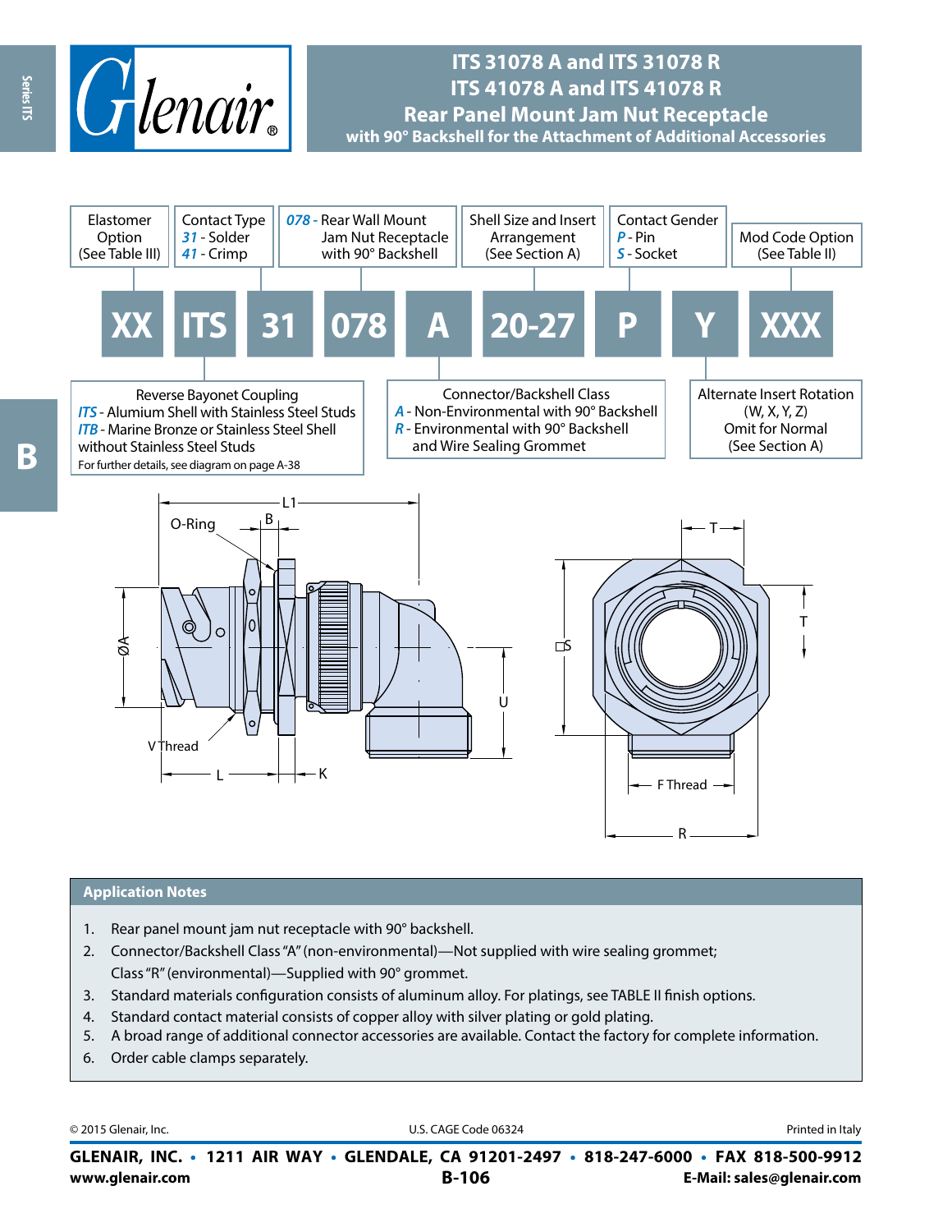# ITS 31078 A and ITS 31078 R
# ITS 41078 A and ITS 41078 R
## Rear Panel Mount Jam Nut Receptacle
### with 90° Backshell for the Attachment of Additional Accessories

| XX | ITS | 31 | 078 | A | 20-27 | P | Y | XXX |
|---|---|---|---|---|---|---|---|---|

- **XX** — Elastomer Option (See Table III)
- **ITS** — Reverse Bayonet Coupling
  - *ITS* - Alumium Shell with Stainless Steel Studs
  - *ITB* - Marine Bronze or Stainless Steel Shell without Stainless Steel Studs
  - For further details, see diagram on page A-38
- **31** — Contact Type
  - *31* - Solder
  - *41* - Crimp
- **078** — *078* - Rear Wall Mount Jam Nut Receptacle with 90° Backshell
- **A** — Connector/Backshell Class
  - *A* - Non-Environmental with 90° Backshell
  - *R* - Environmental with 90° Backshell and Wire Sealing Grommet
- **20-27** — Shell Size and Insert Arrangement (See Section A)
- **P** — Contact Gender
  - *P* - Pin
  - *S* - Socket
- **Y** — Alternate Insert Rotation (W, X, Y, Z) Omit for Normal (See Section A)
- **XXX** — Mod Code Option (See Table II)

O-Ring, B, L1, ØA, V Thread, L, K, U, S, T, F Thread, R

## Application Notes

1. Rear panel mount jam nut receptacle with 90° backshell.
2. Connector/Backshell Class "A" (non-environmental)—Not supplied with wire sealing grommet; Class "R" (environmental)—Supplied with 90° grommet.
3. Standard materials configuration consists of aluminum alloy. For platings, see TABLE II finish options.
4. Standard contact material consists of copper alloy with silver plating or gold plating.
5. A broad range of additional connector accessories are available. Contact the factory for complete information.
6. Order cable clamps separately.

© 2015 Glenair, Inc. U.S. CAGE Code 06324 Printed in Italy

**GLENAIR, INC. • 1211 AIR WAY • GLENDALE, CA 91201-2497 • 818-247-6000 • FAX 818-500-9912**
**www.glenair.com** **E-Mail: sales@glenair.com**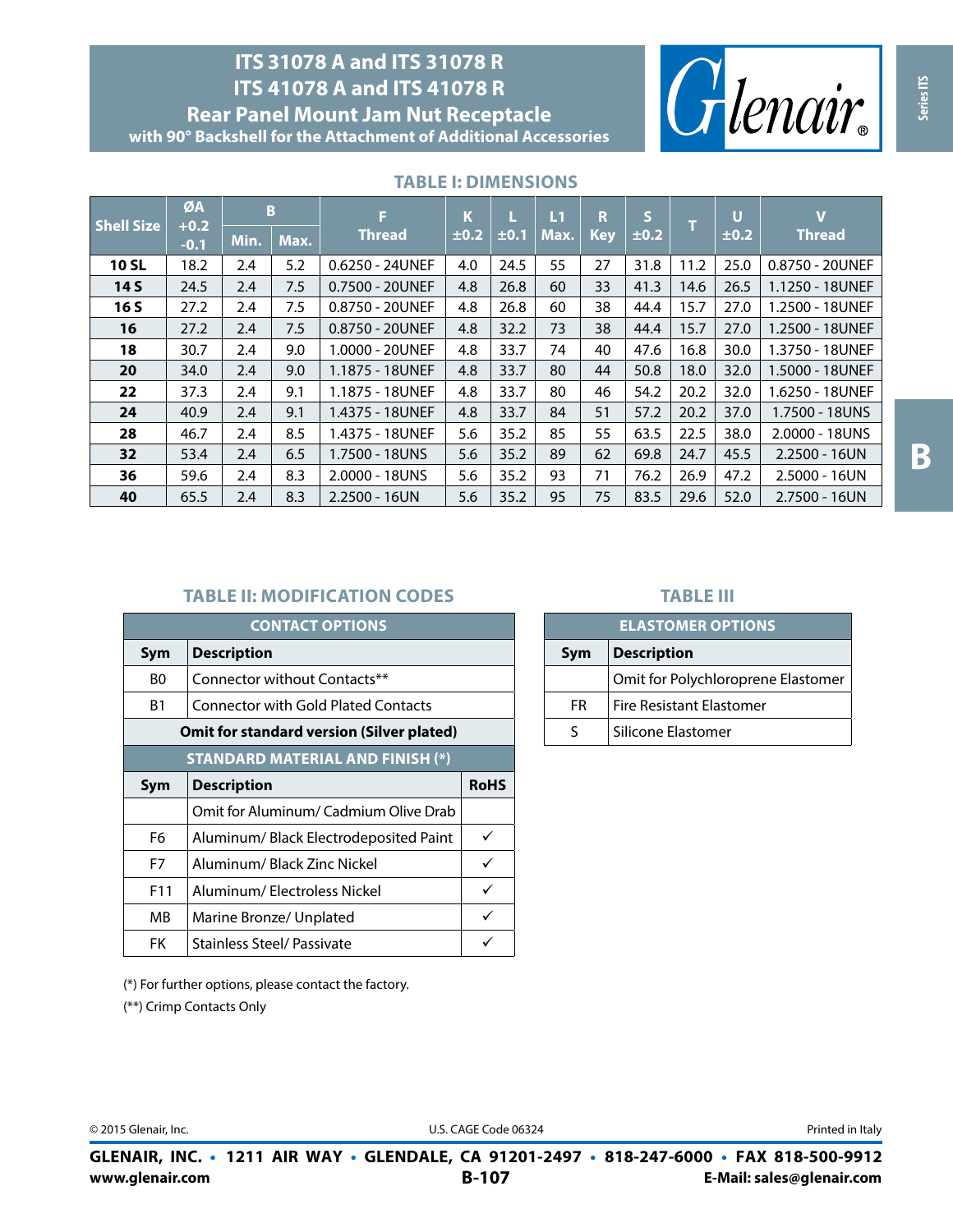# ITS 31078 A and ITS 31078 R
# ITS 41078 A and ITS 41078 R
## Rear Panel Mount Jam Nut Receptacle
### with 90° Backshell for the Attachment of Additional Accessories

### TABLE I: DIMENSIONS

| Shell Size | ØA +0.2 -0.1 | B | | F Thread | K ±0.2 | L ±0.1 | L1 Max. | R Key | S ±0.2 | T | U ±0.2 | V Thread |
|---|---|---|---|---|---|---|---|---|---|---|---|---|
| | | Min. | Max. | | | | | | | | | |
| **10 SL** | 18.2 | 2.4 | 5.2 | 0.6250 - 24UNEF | 4.0 | 24.5 | 55 | 27 | 31.8 | 11.2 | 25.0 | 0.8750 - 20UNEF |
| **14 S** | 24.5 | 2.4 | 7.5 | 0.7500 - 20UNEF | 4.8 | 26.8 | 60 | 33 | 41.3 | 14.6 | 26.5 | 1.1250 - 18UNEF |
| **16 S** | 27.2 | 2.4 | 7.5 | 0.8750 - 20UNEF | 4.8 | 26.8 | 60 | 38 | 44.4 | 15.7 | 27.0 | 1.2500 - 18UNEF |
| **16** | 27.2 | 2.4 | 7.5 | 0.8750 - 20UNEF | 4.8 | 32.2 | 73 | 38 | 44.4 | 15.7 | 27.0 | 1.2500 - 18UNEF |
| **18** | 30.7 | 2.4 | 9.0 | 1.0000 - 20UNEF | 4.8 | 33.7 | 74 | 40 | 47.6 | 16.8 | 30.0 | 1.3750 - 18UNEF |
| **20** | 34.0 | 2.4 | 9.0 | 1.1875 - 18UNEF | 4.8 | 33.7 | 80 | 44 | 50.8 | 18.0 | 32.0 | 1.5000 - 18UNEF |
| **22** | 37.3 | 2.4 | 9.1 | 1.1875 - 18UNEF | 4.8 | 33.7 | 80 | 46 | 54.2 | 20.2 | 32.0 | 1.6250 - 18UNEF |
| **24** | 40.9 | 2.4 | 9.1 | 1.4375 - 18UNEF | 4.8 | 33.7 | 84 | 51 | 57.2 | 20.2 | 37.0 | 1.7500 - 18UNS |
| **28** | 46.7 | 2.4 | 8.5 | 1.4375 - 18UNEF | 5.6 | 35.2 | 85 | 55 | 63.5 | 22.5 | 38.0 | 2.0000 - 18UNS |
| **32** | 53.4 | 2.4 | 6.5 | 1.7500 - 18UNS | 5.6 | 35.2 | 89 | 62 | 69.8 | 24.7 | 45.5 | 2.2500 - 16UN |
| **36** | 59.6 | 2.4 | 8.3 | 2.0000 - 18UNS | 5.6 | 35.2 | 93 | 71 | 76.2 | 26.9 | 47.2 | 2.5000 - 16UN |
| **40** | 65.5 | 2.4 | 8.3 | 2.2500 - 16UN | 5.6 | 35.2 | 95 | 75 | 83.5 | 29.6 | 52.0 | 2.7500 - 16UN |

### TABLE II: MODIFICATION CODES

| CONTACT OPTIONS | | |
|---|---|---|
| **Sym** | **Description** | |
| B0 | Connector without Contacts** | |
| B1 | Connector with Gold Plated Contacts | |
| **Omit for standard version (Silver plated)** | | |
| **STANDARD MATERIAL AND FINISH (*)** | | |
| **Sym** | **Description** | **RoHS** |
| | Omit for Aluminum/ Cadmium Olive Drab | |
| F6 | Aluminum/ Black Electrodeposited Paint | ✓ |
| F7 | Aluminum/ Black Zinc Nickel | ✓ |
| F11 | Aluminum/ Electroless Nickel | ✓ |
| MB | Marine Bronze/ Unplated | ✓ |
| FK | Stainless Steel/ Passivate | ✓ |

(*) For further options, please contact the factory.

(**) Crimp Contacts Only

### TABLE III

| ELASTOMER OPTIONS | |
|---|---|
| **Sym** | **Description** |
| | Omit for Polychloroprene Elastomer |
| FR | Fire Resistant Elastomer |
| S | Silicone Elastomer |

© 2015 Glenair, Inc. U.S. CAGE Code 06324 Printed in Italy

**GLENAIR, INC. • 1211 AIR WAY • GLENDALE, CA 91201-2497 • 818-247-6000 • FAX 818-500-9912**

**www.glenair.com** **E-Mail: sales@glenair.com**